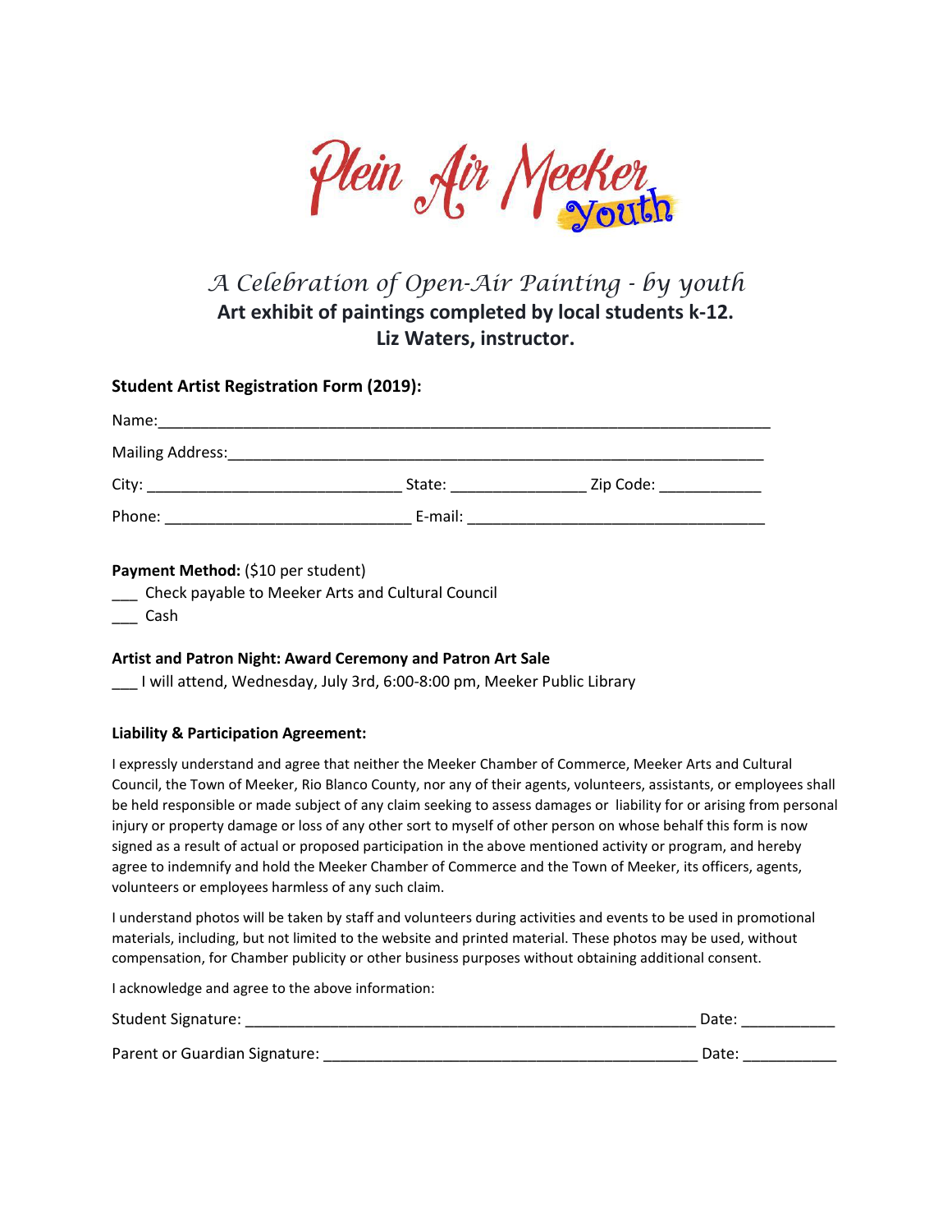# Plein Air Meeker Youth

*A Celebration of Open-Air Painting - by youth*

**Art exhibit of paintings completed by local students k-12.**
**Liz Waters, instructor.**

### Student Artist Registration Form (2019):

Name:_______________________________________________________________________

Mailing Address:_______________________________________________________________

City: _____________________________ State: _______________ Zip Code: ___________

Phone: ____________________________ E-mail: __________________________________

**Payment Method:** ($10 per student)

___ Check payable to Meeker Arts and Cultural Council

___ Cash

**Artist and Patron Night: Award Ceremony and Patron Art Sale**

___ I will attend, Wednesday, July 3rd, 6:00-8:00 pm, Meeker Public Library

**Liability & Participation Agreement:**

I expressly understand and agree that neither the Meeker Chamber of Commerce, Meeker Arts and Cultural Council, the Town of Meeker, Rio Blanco County, nor any of their agents, volunteers, assistants, or employees shall be held responsible or made subject of any claim seeking to assess damages or liability for or arising from personal injury or property damage or loss of any other sort to myself of other person on whose behalf this form is now signed as a result of actual or proposed participation in the above mentioned activity or program, and hereby agree to indemnify and hold the Meeker Chamber of Commerce and the Town of Meeker, its officers, agents, volunteers or employees harmless of any such claim.

I understand photos will be taken by staff and volunteers during activities and events to be used in promotional materials, including, but not limited to the website and printed material. These photos may be used, without compensation, for Chamber publicity or other business purposes without obtaining additional consent.

I acknowledge and agree to the above information:

Student Signature: _____________________________________________________ Date: ___________

Parent or Guardian Signature: ___________________________________________ Date: ___________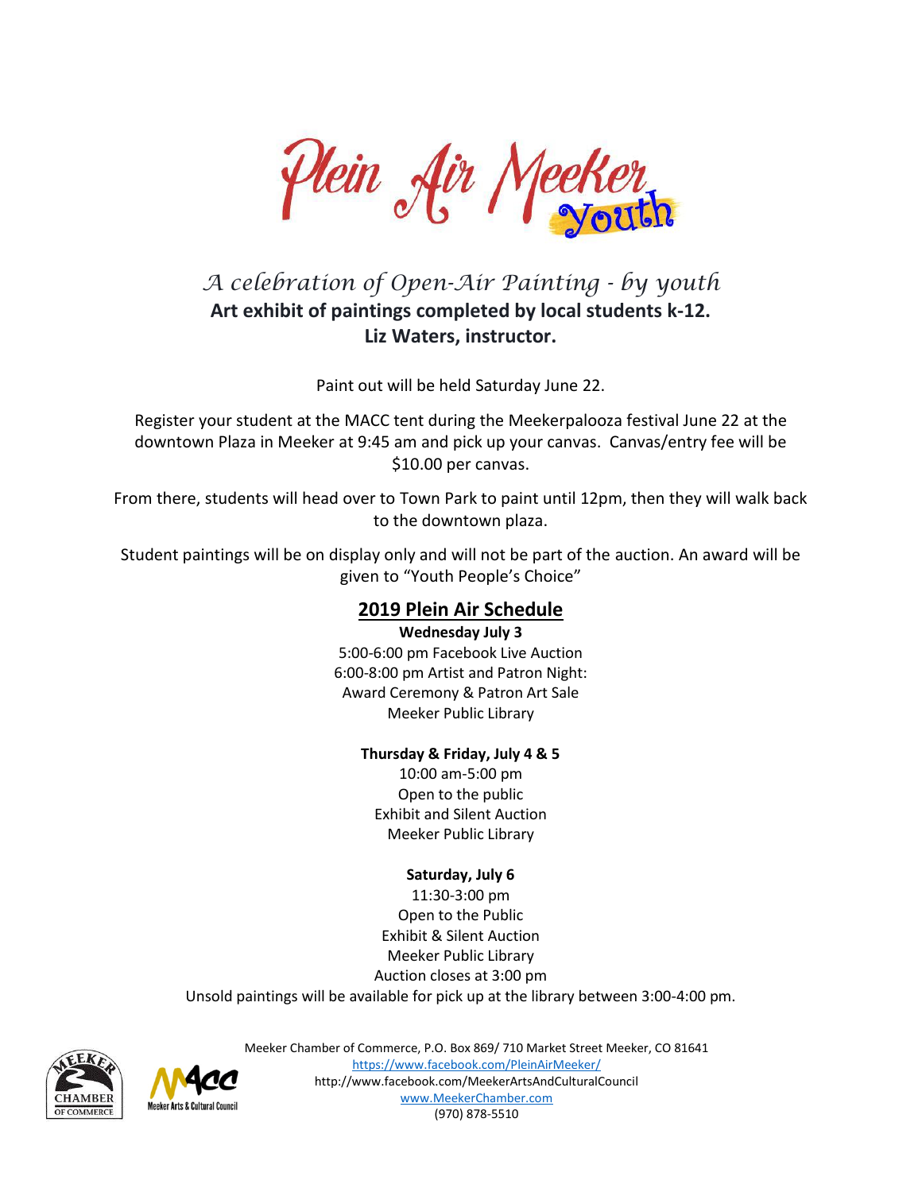# Plein Air Meeker Youth

*A celebration of Open-Air Painting - by youth*

**Art exhibit of paintings completed by local students k-12.**
**Liz Waters, instructor.**

Paint out will be held Saturday June 22.

Register your student at the MACC tent during the Meekerpalooza festival June 22 at the downtown Plaza in Meeker at 9:45 am and pick up your canvas. Canvas/entry fee will be $10.00 per canvas.

From there, students will head over to Town Park to paint until 12pm, then they will walk back to the downtown plaza.

Student paintings will be on display only and will not be part of the auction. An award will be given to "Youth People's Choice"

## 2019 Plein Air Schedule

**Wednesday July 3**
5:00-6:00 pm Facebook Live Auction
6:00-8:00 pm Artist and Patron Night:
Award Ceremony & Patron Art Sale
Meeker Public Library

**Thursday & Friday, July 4 & 5**
10:00 am-5:00 pm
Open to the public
Exhibit and Silent Auction
Meeker Public Library

**Saturday, July 6**
11:30-3:00 pm
Open to the Public
Exhibit & Silent Auction
Meeker Public Library
Auction closes at 3:00 pm

Unsold paintings will be available for pick up at the library between 3:00-4:00 pm.

Meeker Chamber of Commerce, P.O. Box 869/ 710 Market Street Meeker, CO 81641
https://www.facebook.com/PleinAirMeeker/
http://www.facebook.com/MeekerArtsAndCulturalCouncil
www.MeekerChamber.com
(970) 878-5510